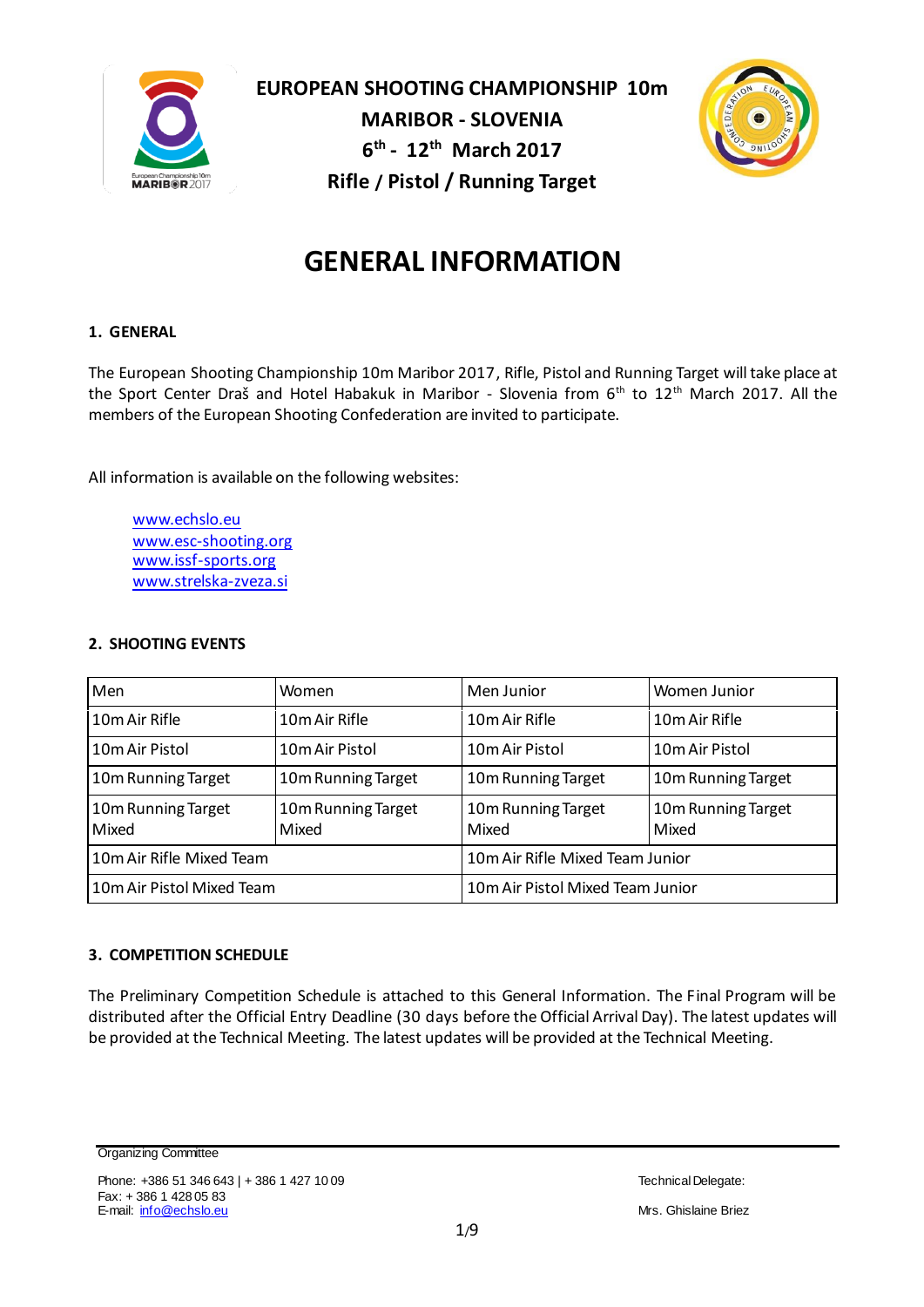**EUROPEAN SHOOTING CHAMPIONSHIP 10m**
**MARIBOR - SLOVENIA**
**6th - 12th March 2017**
**Rifle / Pistol / Running Target**

# GENERAL INFORMATION

## 1. GENERAL

The European Shooting Championship 10m Maribor 2017, Rifle, Pistol and Running Target will take place at the Sport Center Draš and Hotel Habakuk in Maribor - Slovenia from 6th to 12th March 2017. All the members of the European Shooting Confederation are invited to participate.

All information is available on the following websites:

- www.echslo.eu
- www.esc-shooting.org
- www.issf-sports.org
- www.strelska-zveza.si

## 2. SHOOTING EVENTS

| Men | Women | Men Junior | Women Junior |
|---|---|---|---|
| 10m Air Rifle | 10m Air Rifle | 10m Air Rifle | 10m Air Rifle |
| 10m Air Pistol | 10m Air Pistol | 10m Air Pistol | 10m Air Pistol |
| 10m Running Target | 10m Running Target | 10m Running Target | 10m Running Target |
| 10m Running Target Mixed | 10m Running Target Mixed | 10m Running Target Mixed | 10m Running Target Mixed |
| 10m Air Rifle Mixed Team | | 10m Air Rifle Mixed Team Junior | |
| 10m Air Pistol Mixed Team | | 10m Air Pistol Mixed Team Junior | |

## 3. COMPETITION SCHEDULE

The Preliminary Competition Schedule is attached to this General Information. The Final Program will be distributed after the Official Entry Deadline (30 days before the Official Arrival Day). The latest updates will be provided at the Technical Meeting. The latest updates will be provided at the Technical Meeting.

Organizing Committee

Phone: +386 51 346 643 | + 386 1 427 10 09
Fax: + 386 1 428 05 83
E-mail: info@echslo.eu

Technical Delegate:

Mrs. Ghislaine Briez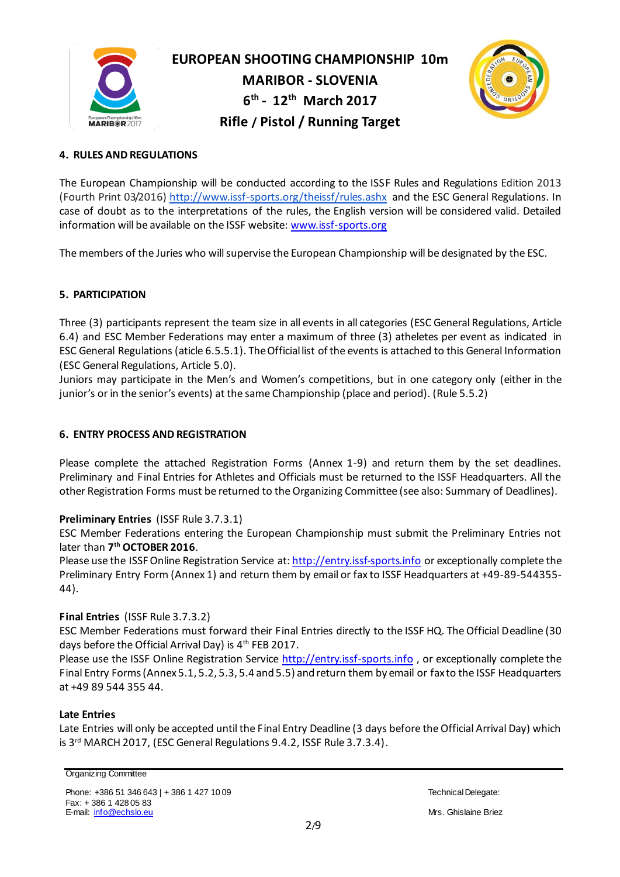## 4. RULES AND REGULATIONS

The European Championship will be conducted according to the ISSF Rules and Regulations Edition 2013 (Fourth Print 03/2016) http://www.issf-sports.org/theissf/rules.ashx and the ESC General Regulations. In case of doubt as to the interpretations of the rules, the English version will be considered valid. Detailed information will be available on the ISSF website: www.issf-sports.org

The members of the Juries who will supervise the European Championship will be designated by the ESC.

## 5. PARTICIPATION

Three (3) participants represent the team size in all events in all categories (ESC General Regulations, Article 6.4) and ESC Member Federations may enter a maximum of three (3) atheletes per event as indicated in ESC General Regulations (aticle 6.5.5.1). The Official list of the events is attached to this General Information (ESC General Regulations, Article 5.0).

Juniors may participate in the Men's and Women's competitions, but in one category only (either in the junior's or in the senior's events) at the same Championship (place and period). (Rule 5.5.2)

## 6. ENTRY PROCESS AND REGISTRATION

Please complete the attached Registration Forms (Annex 1-9) and return them by the set deadlines. Preliminary and Final Entries for Athletes and Officials must be returned to the ISSF Headquarters. All the other Registration Forms must be returned to the Organizing Committee (see also: Summary of Deadlines).

**Preliminary Entries** (ISSF Rule 3.7.3.1)

ESC Member Federations entering the European Championship must submit the Preliminary Entries not later than **7th OCTOBER 2016**.

Please use the ISSF Online Registration Service at: http://entry.issf-sports.info or exceptionally complete the Preliminary Entry Form (Annex 1) and return them by email or fax to ISSF Headquarters at +49-89-544355-44).

**Final Entries** (ISSF Rule 3.7.3.2)

ESC Member Federations must forward their Final Entries directly to the ISSF HQ. The Official Deadline (30 days before the Official Arrival Day) is 4th FEB 2017.

Please use the ISSF Online Registration Service http://entry.issf-sports.info , or exceptionally complete the Final Entry Forms (Annex 5.1, 5.2, 5.3, 5.4 and 5.5) and return them by email or fax to the ISSF Headquarters at +49 89 544 355 44.

**Late Entries**

Late Entries will only be accepted until the Final Entry Deadline (3 days before the Official Arrival Day) which is 3rd MARCH 2017, (ESC General Regulations 9.4.2, ISSF Rule 3.7.3.4).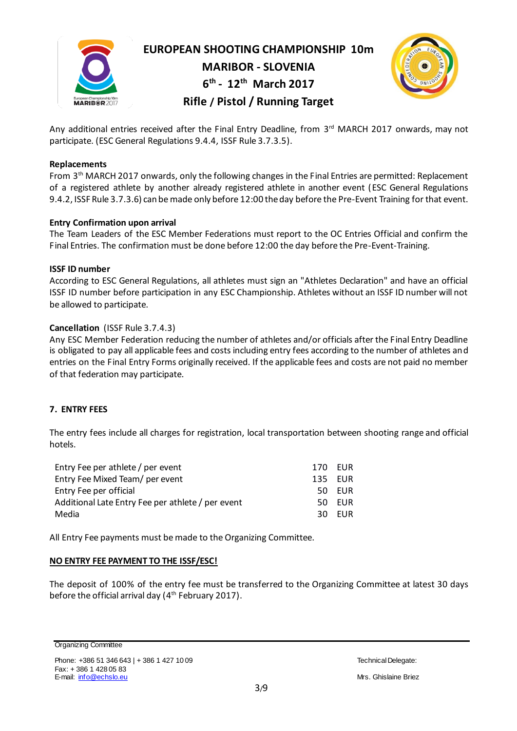Any additional entries received after the Final Entry Deadline, from 3rd MARCH 2017 onwards, may not participate. (ESC General Regulations 9.4.4, ISSF Rule 3.7.3.5).

**Replacements**

From 3th MARCH 2017 onwards, only the following changes in the Final Entries are permitted: Replacement of a registered athlete by another already registered athlete in another event (ESC General Regulations 9.4.2, ISSF Rule 3.7.3.6) can be made only before 12:00 the day before the Pre-Event Training for that event.

**Entry Confirmation upon arrival**

The Team Leaders of the ESC Member Federations must report to the OC Entries Official and confirm the Final Entries. The confirmation must be done before 12:00 the day before the Pre-Event-Training.

**ISSF ID number**

According to ESC General Regulations, all athletes must sign an "Athletes Declaration" and have an official ISSF ID number before participation in any ESC Championship. Athletes without an ISSF ID number will not be allowed to participate.

**Cancellation** (ISSF Rule 3.7.4.3)

Any ESC Member Federation reducing the number of athletes and/or officials after the Final Entry Deadline is obligated to pay all applicable fees and costs including entry fees according to the number of athletes and entries on the Final Entry Forms originally received. If the applicable fees and costs are not paid no member of that federation may participate.

## 7. ENTRY FEES

The entry fees include all charges for registration, local transportation between shooting range and official hotels.

| | | |
|---|---|---|
| Entry Fee per athlete / per event | 170 | EUR |
| Entry Fee Mixed Team/ per event | 135 | EUR |
| Entry Fee per official | 50 | EUR |
| Additional Late Entry Fee per athlete / per event | 50 | EUR |
| Media | 30 | EUR |

All Entry Fee payments must be made to the Organizing Committee.

**NO ENTRY FEE PAYMENT TO THE ISSF/ESC!**

The deposit of 100% of the entry fee must be transferred to the Organizing Committee at latest 30 days before the official arrival day (4th February 2017).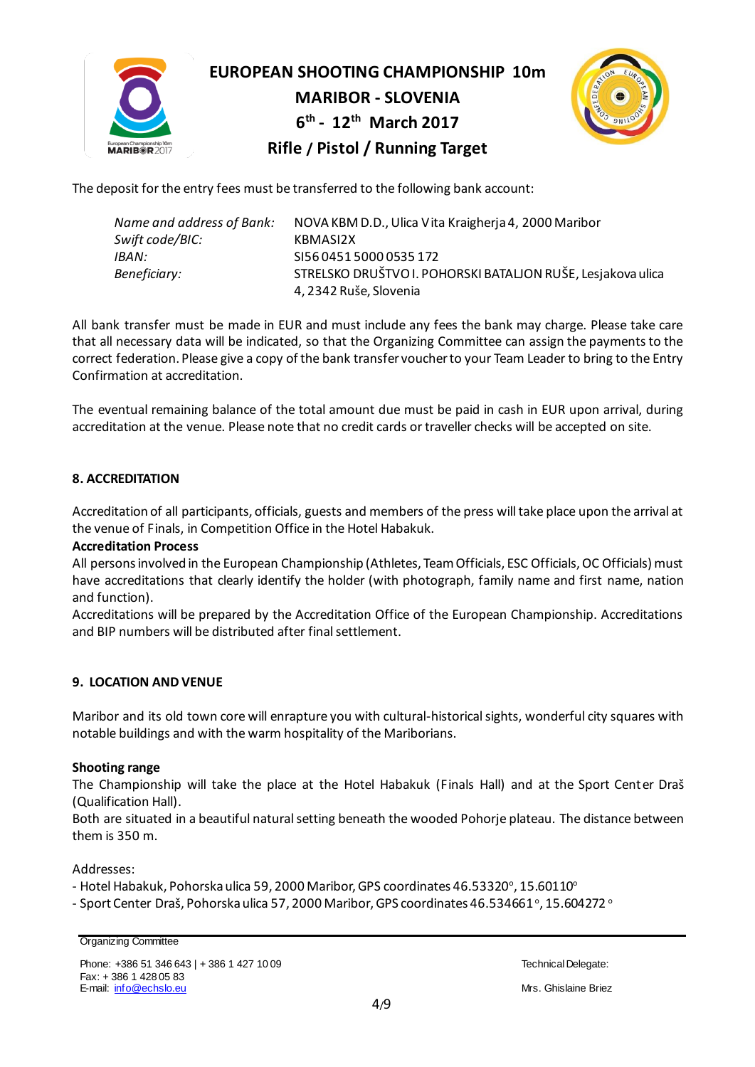The deposit for the entry fees must be transferred to the following bank account:

| | |
|---|---|
| *Name and address of Bank:* | NOVA KBM D.D., Ulica Vita Kraigherja 4, 2000 Maribor |
| *Swift code/BIC:* | KBMASI2X |
| *IBAN:* | SI56 0451 5000 0535 172 |
| *Beneficiary:* | STRELSKO DRUŠTVO I. POHORSKI BATALJON RUŠE, Lesjakova ulica 4, 2342 Ruše, Slovenia |

All bank transfer must be made in EUR and must include any fees the bank may charge. Please take care that all necessary data will be indicated, so that the Organizing Committee can assign the payments to the correct federation. Please give a copy of the bank transfer voucher to your Team Leader to bring to the Entry Confirmation at accreditation.

The eventual remaining balance of the total amount due must be paid in cash in EUR upon arrival, during accreditation at the venue. Please note that no credit cards or traveller checks will be accepted on site.

## 8. ACCREDITATION

Accreditation of all participants, officials, guests and members of the press will take place upon the arrival at the venue of Finals, in Competition Office in the Hotel Habakuk.

**Accreditation Process**

All persons involved in the European Championship (Athletes, Team Officials, ESC Officials, OC Officials) must have accreditations that clearly identify the holder (with photograph, family name and first name, nation and function).

Accreditations will be prepared by the Accreditation Office of the European Championship. Accreditations and BIP numbers will be distributed after final settlement.

## 9. LOCATION AND VENUE

Maribor and its old town core will enrapture you with cultural-historical sights, wonderful city squares with notable buildings and with the warm hospitality of the Mariborians.

**Shooting range**

The Championship will take the place at the Hotel Habakuk (Finals Hall) and at the Sport Center Draš (Qualification Hall).

Both are situated in a beautiful natural setting beneath the wooded Pohorje plateau. The distance between them is 350 m.

Addresses:

- Hotel Habakuk, Pohorska ulica 59, 2000 Maribor, GPS coordinates 46.53320°, 15.60110°
- Sport Center Draš, Pohorska ulica 57, 2000 Maribor, GPS coordinates 46.534661°, 15.604272°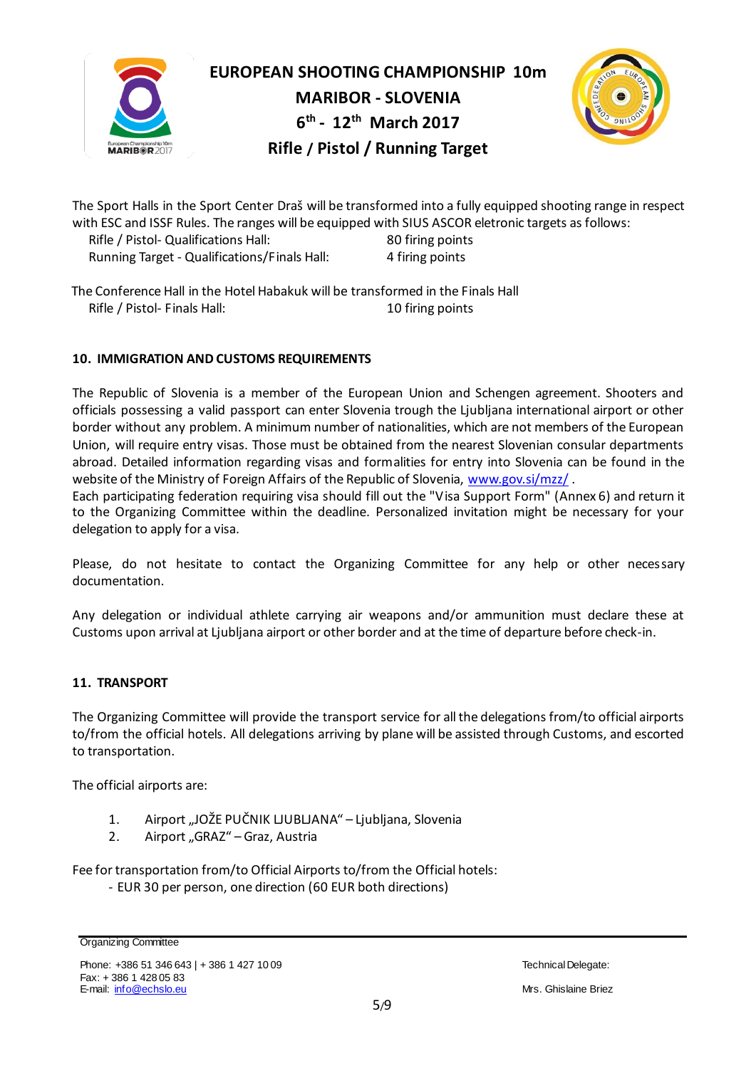The Sport Halls in the Sport Center Draš will be transformed into a fully equipped shooting range in respect with ESC and ISSF Rules. The ranges will be equipped with SIUS ASCOR eletronic targets as follows:

| | |
|---|---|
| Rifle / Pistol- Qualifications Hall: | 80 firing points |
| Running Target - Qualifications/Finals Hall: | 4 firing points |

The Conference Hall in the Hotel Habakuk will be transformed in the Finals Hall

| | |
|---|---|
| Rifle / Pistol- Finals Hall: | 10 firing points |

## 10. IMMIGRATION AND CUSTOMS REQUIREMENTS

The Republic of Slovenia is a member of the European Union and Schengen agreement. Shooters and officials possessing a valid passport can enter Slovenia trough the Ljubljana international airport or other border without any problem. A minimum number of nationalities, which are not members of the European Union, will require entry visas. Those must be obtained from the nearest Slovenian consular departments abroad. Detailed information regarding visas and formalities for entry into Slovenia can be found in the website of the Ministry of Foreign Affairs of the Republic of Slovenia, www.gov.si/mzz/ .
Each participating federation requiring visa should fill out the "Visa Support Form" (Annex 6) and return it to the Organizing Committee within the deadline. Personalized invitation might be necessary for your delegation to apply for a visa.

Please, do not hesitate to contact the Organizing Committee for any help or other necessary documentation.

Any delegation or individual athlete carrying air weapons and/or ammunition must declare these at Customs upon arrival at Ljubljana airport or other border and at the time of departure before check-in.

## 11. TRANSPORT

The Organizing Committee will provide the transport service for all the delegations from/to official airports to/from the official hotels. All delegations arriving by plane will be assisted through Customs, and escorted to transportation.

The official airports are:

1. Airport „JOŽE PUČNIK LJUBLJANA" – Ljubljana, Slovenia
2. Airport „GRAZ" – Graz, Austria

Fee for transportation from/to Official Airports to/from the Official hotels:

- EUR 30 per person, one direction (60 EUR both directions)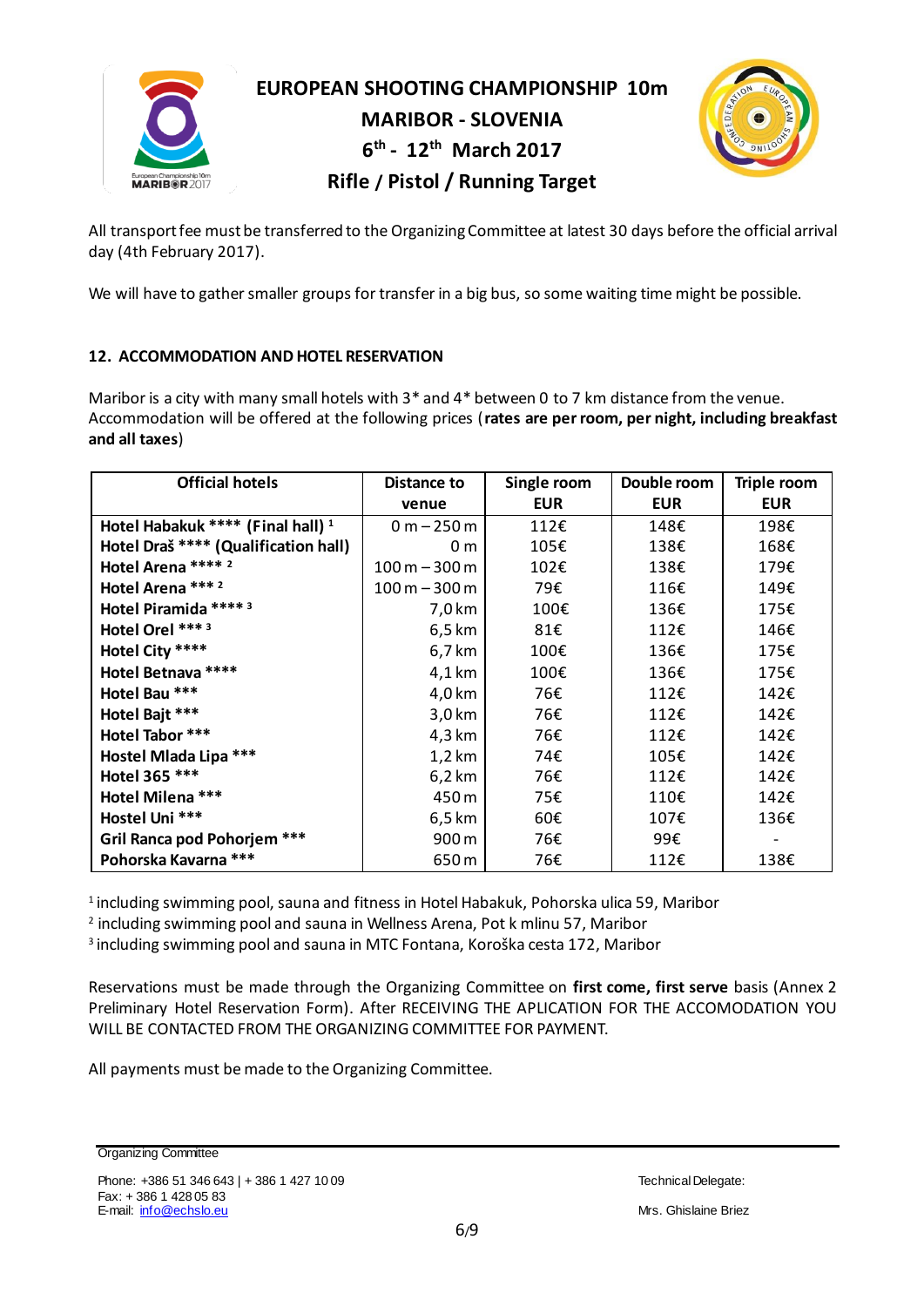EUROPEAN SHOOTING CHAMPIONSHIP 10m
MARIBOR - SLOVENIA
6th - 12th March 2017
Rifle / Pistol / Running Target

All transport fee must be transferred to the Organizing Committee at latest 30 days before the official arrival day (4th February 2017).

We will have to gather smaller groups for transfer in a big bus, so some waiting time might be possible.

## 12. ACCOMMODATION AND HOTEL RESERVATION

Maribor is a city with many small hotels with 3* and 4* between 0 to 7 km distance from the venue. Accommodation will be offered at the following prices (**rates are per room, per night, including breakfast and all taxes**)

| Official hotels | Distance to venue | Single room EUR | Double room EUR | Triple room EUR |
|---|---|---|---|---|
| **Hotel Habakuk **** (Final hall)** [1] | 0 m – 250 m | 112€ | 148€ | 198€ |
| **Hotel Draš **** (Qualification hall)** | 0 m | 105€ | 138€ | 168€ |
| **Hotel Arena ****** [2] | 100 m – 300 m | 102€ | 138€ | 179€ |
| **Hotel Arena ***** [2] | 100 m – 300 m | 79€ | 116€ | 149€ |
| **Hotel Piramida ****** [3] | 7,0 km | 100€ | 136€ | 175€ |
| **Hotel Orel ***** [3] | 6,5 km | 81€ | 112€ | 146€ |
| **Hotel City ****** | 6,7 km | 100€ | 136€ | 175€ |
| **Hotel Betnava ****** | 4,1 km | 100€ | 136€ | 175€ |
| **Hotel Bau ***** | 4,0 km | 76€ | 112€ | 142€ |
| **Hotel Bajt ***** | 3,0 km | 76€ | 112€ | 142€ |
| **Hotel Tabor ***** | 4,3 km | 76€ | 112€ | 142€ |
| **Hostel Mlada Lipa ***** | 1,2 km | 74€ | 105€ | 142€ |
| **Hotel 365 ***** | 6,2 km | 76€ | 112€ | 142€ |
| **Hotel Milena ***** | 450 m | 75€ | 110€ | 142€ |
| **Hostel Uni ***** | 6,5 km | 60€ | 107€ | 136€ |
| **Gril Ranca pod Pohorjem ***** | 900 m | 76€ | 99€ | - |
| **Pohorska Kavarna ***** | 650 m | 76€ | 112€ | 138€ |

[1] including swimming pool, sauna and fitness in Hotel Habakuk, Pohorska ulica 59, Maribor
[2] including swimming pool and sauna in Wellness Arena, Pot k mlinu 57, Maribor
[3] including swimming pool and sauna in MTC Fontana, Koroška cesta 172, Maribor

Reservations must be made through the Organizing Committee on **first come, first serve** basis (Annex 2 Preliminary Hotel Reservation Form). After RECEIVING THE APLICATION FOR THE ACCOMODATION YOU WILL BE CONTACTED FROM THE ORGANIZING COMMITTEE FOR PAYMENT.

All payments must be made to the Organizing Committee.

Organizing Committee

Phone: +386 51 346 643 | + 386 1 427 10 09
Fax: + 386 1 428 05 83
E-mail: info@echslo.eu

Technical Delegate:

Mrs. Ghislaine Briez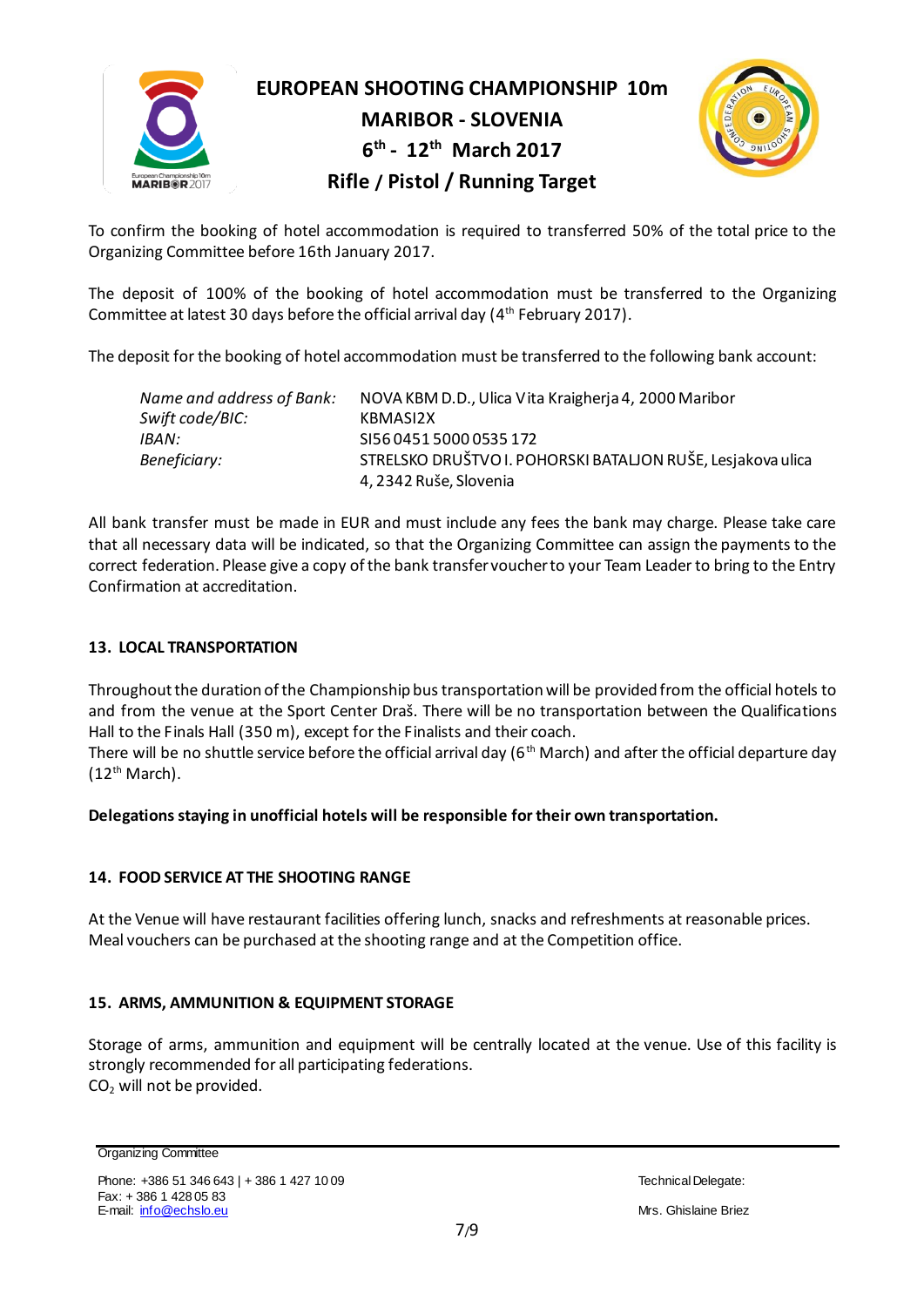To confirm the booking of hotel accommodation is required to transferred 50% of the total price to the Organizing Committee before 16th January 2017.

The deposit of 100% of the booking of hotel accommodation must be transferred to the Organizing Committee at latest 30 days before the official arrival day (4th February 2017).

The deposit for the booking of hotel accommodation must be transferred to the following bank account:

| | |
|---|---|
| *Name and address of Bank:* | NOVA KBM D.D., Ulica Vita Kraigherja 4, 2000 Maribor |
| *Swift code/BIC:* | KBMASI2X |
| *IBAN:* | SI56 0451 5000 0535 172 |
| *Beneficiary:* | STRELSKO DRUŠTVO I. POHORSKI BATALJON RUŠE, Lesjakova ulica 4, 2342 Ruše, Slovenia |

All bank transfer must be made in EUR and must include any fees the bank may charge. Please take care that all necessary data will be indicated, so that the Organizing Committee can assign the payments to the correct federation. Please give a copy of the bank transfer voucher to your Team Leader to bring to the Entry Confirmation at accreditation.

## 13. LOCAL TRANSPORTATION

Throughout the duration of the Championship bus transportation will be provided from the official hotels to and from the venue at the Sport Center Draš. There will be no transportation between the Qualifications Hall to the Finals Hall (350 m), except for the Finalists and their coach.
There will be no shuttle service before the official arrival day (6th March) and after the official departure day (12th March).

**Delegations staying in unofficial hotels will be responsible for their own transportation.**

## 14. FOOD SERVICE AT THE SHOOTING RANGE

At the Venue will have restaurant facilities offering lunch, snacks and refreshments at reasonable prices.
Meal vouchers can be purchased at the shooting range and at the Competition office.

## 15. ARMS, AMMUNITION & EQUIPMENT STORAGE

Storage of arms, ammunition and equipment will be centrally located at the venue. Use of this facility is strongly recommended for all participating federations.
$CO_2$ will not be provided.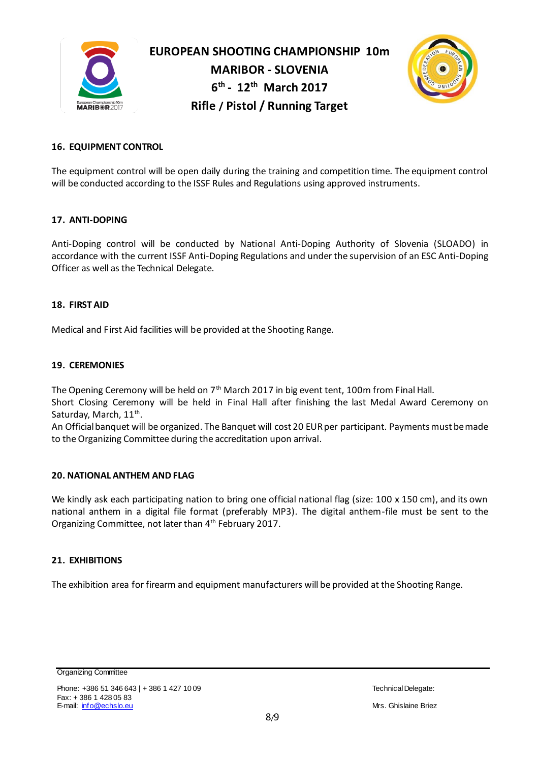## 16. EQUIPMENT CONTROL

The equipment control will be open daily during the training and competition time. The equipment control will be conducted according to the ISSF Rules and Regulations using approved instruments.

## 17. ANTI-DOPING

Anti-Doping control will be conducted by National Anti-Doping Authority of Slovenia (SLOADO) in accordance with the current ISSF Anti-Doping Regulations and under the supervision of an ESC Anti-Doping Officer as well as the Technical Delegate.

## 18. FIRST AID

Medical and First Aid facilities will be provided at the Shooting Range.

## 19. CEREMONIES

The Opening Ceremony will be held on 7th March 2017 in big event tent, 100m from Final Hall.
Short Closing Ceremony will be held in Final Hall after finishing the last Medal Award Ceremony on Saturday, March, 11th.
An Official banquet will be organized. The Banquet will cost 20 EUR per participant. Payments must be made to the Organizing Committee during the accreditation upon arrival.

## 20. NATIONAL ANTHEM AND FLAG

We kindly ask each participating nation to bring one official national flag (size: 100 x 150 cm), and its own national anthem in a digital file format (preferably MP3). The digital anthem-file must be sent to the Organizing Committee, not later than 4th February 2017.

## 21. EXHIBITIONS

The exhibition area for firearm and equipment manufacturers will be provided at the Shooting Range.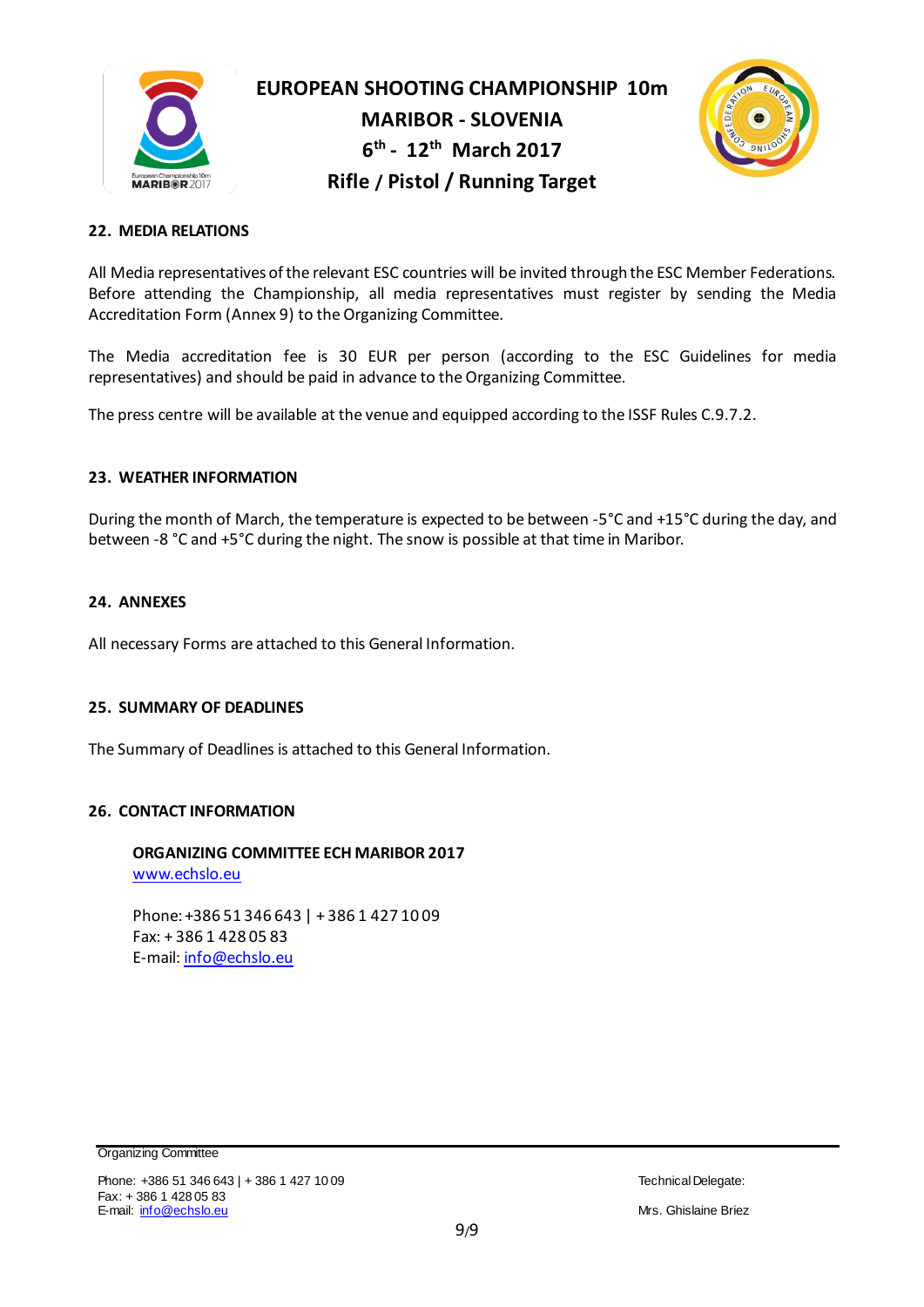## 22. MEDIA RELATIONS

All Media representatives of the relevant ESC countries will be invited through the ESC Member Federations. Before attending the Championship, all media representatives must register by sending the Media Accreditation Form (Annex 9) to the Organizing Committee.

The Media accreditation fee is 30 EUR per person (according to the ESC Guidelines for media representatives) and should be paid in advance to the Organizing Committee.

The press centre will be available at the venue and equipped according to the ISSF Rules C.9.7.2.

## 23. WEATHER INFORMATION

During the month of March, the temperature is expected to be between -5°C and +15°C during the day, and between -8 °C and +5°C during the night. The snow is possible at that time in Maribor.

## 24. ANNEXES

All necessary Forms are attached to this General Information.

## 25. SUMMARY OF DEADLINES

The Summary of Deadlines is attached to this General Information.

## 26. CONTACT INFORMATION

**ORGANIZING COMMITTEE ECH MARIBOR 2017**
www.echslo.eu

Phone: +386 51 346 643 | + 386 1 427 10 09
Fax: + 386 1 428 05 83
E-mail: info@echslo.eu